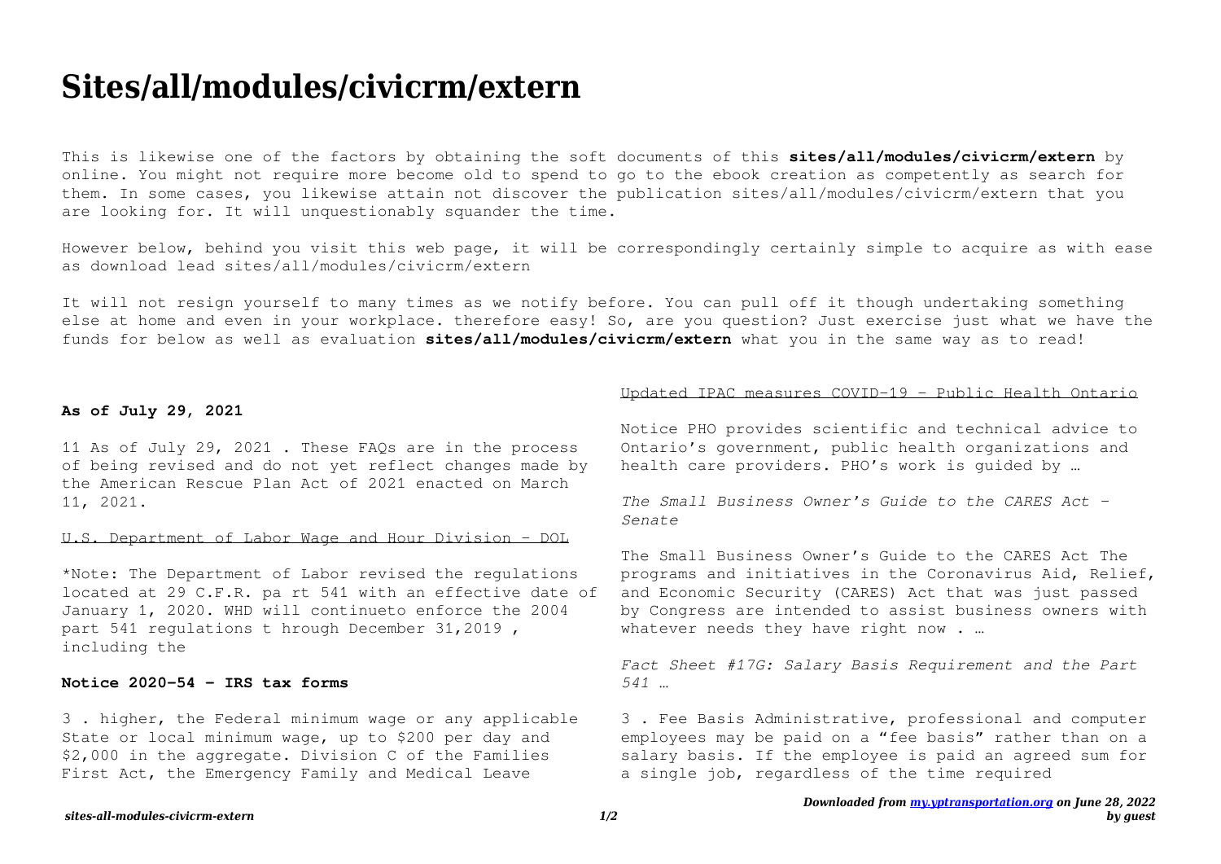# Sites/all/modules/civicrm/extern

This is likewise one of the factors by obtaining the soft documents of this **sites/all/modules/civicrm/extern** by online. You might not require more become old to spend to go to the ebook creation as competently as search for them. In some cases, you likewise attain not discover the publication sites/all/modules/civicrm/extern that you are looking for. It will unquestionably squander the time.

However below, behind you visit this web page, it will be correspondingly certainly simple to acquire as with ease as download lead sites/all/modules/civicrm/extern

It will not resign yourself to many times as we notify before. You can pull off it though undertaking something else at home and even in your workplace. therefore easy! So, are you question? Just exercise just what we have the funds for below as well as evaluation **sites/all/modules/civicrm/extern** what you in the same way as to read!

**As of July 29, 2021**

11 As of July 29, 2021 . These FAQs are in the process of being revised and do not yet reflect changes made by the American Rescue Plan Act of 2021 enacted on March 11, 2021.

U.S. Department of Labor Wage and Hour Division - DOL

*Note: The Department of Labor revised the regulations located at 29 C.F.R. pa rt 541 with an effective date of January 1, 2020. WHD will continueto enforce the 2004 part 541 regulations t hrough December 31,2019 , including the

**Notice 2020-54 - IRS tax forms**

3 . higher, the Federal minimum wage or any applicable State or local minimum wage, up to $200 per day and $2,000 in the aggregate. Division C of the Families First Act, the Emergency Family and Medical Leave

Updated IPAC measures COVID-19 - Public Health Ontario

Notice PHO provides scientific and technical advice to Ontario's government, public health organizations and health care providers. PHO's work is guided by …

*The Small Business Owner's Guide to the CARES Act - Senate*

The Small Business Owner's Guide to the CARES Act The programs and initiatives in the Coronavirus Aid, Relief, and Economic Security (CARES) Act that was just passed by Congress are intended to assist business owners with whatever needs they have right now . …

*Fact Sheet #17G: Salary Basis Requirement and the Part 541 …*

3 . Fee Basis Administrative, professional and computer employees may be paid on a "fee basis" rather than on a salary basis. If the employee is paid an agreed sum for a single job, regardless of the time required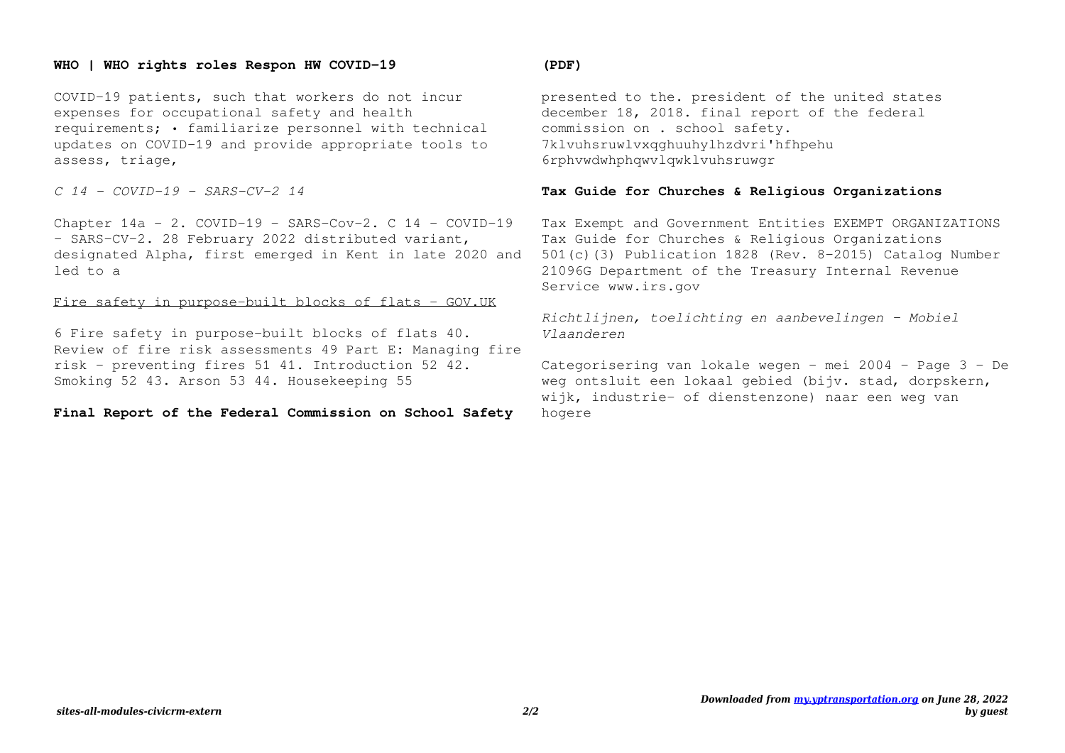**WHO | WHO rights roles Respon HW COVID-19**

COVID-19 patients, such that workers do not incur expenses for occupational safety and health requirements; • familiarize personnel with technical updates on COVID-19 and provide appropriate tools to assess, triage,

*C 14 - COVID-19 - SARS-CV-2 14*

Chapter 14a - 2. COVID-19 - SARS-Cov-2. C 14 - COVID-19 - SARS-CV-2. 28 February 2022 distributed variant, designated Alpha, first emerged in Kent in late 2020 and led to a

Fire safety in purpose-built blocks of flats - GOV.UK

6 Fire safety in purpose-built blocks of flats 40. Review of fire risk assessments 49 Part E: Managing fire risk – preventing fires 51 41. Introduction 52 42. Smoking 52 43. Arson 53 44. Housekeeping 55

**Final Report of the Federal Commission on School Safety (PDF)**

presented to the. president of the united states december 18, 2018. final report of the federal commission on . school safety. 7klvuhsruwlvxqghuuhylhzdvri'hfhpehu 6rphvwdwhphqwvlqwklvuhsruwgr

**Tax Guide for Churches & Religious Organizations**

Tax Exempt and Government Entities EXEMPT ORGANIZATIONS Tax Guide for Churches & Religious Organizations 501(c)(3) Publication 1828 (Rev. 8-2015) Catalog Number 21096G Department of the Treasury Internal Revenue Service www.irs.gov

*Richtlijnen, toelichting en aanbevelingen - Mobiel Vlaanderen*

Categorisering van lokale wegen – mei 2004 – Page 3 – De weg ontsluit een lokaal gebied (bijv. stad, dorpskern, wijk, industrie- of dienstenzone) naar een weg van hogere